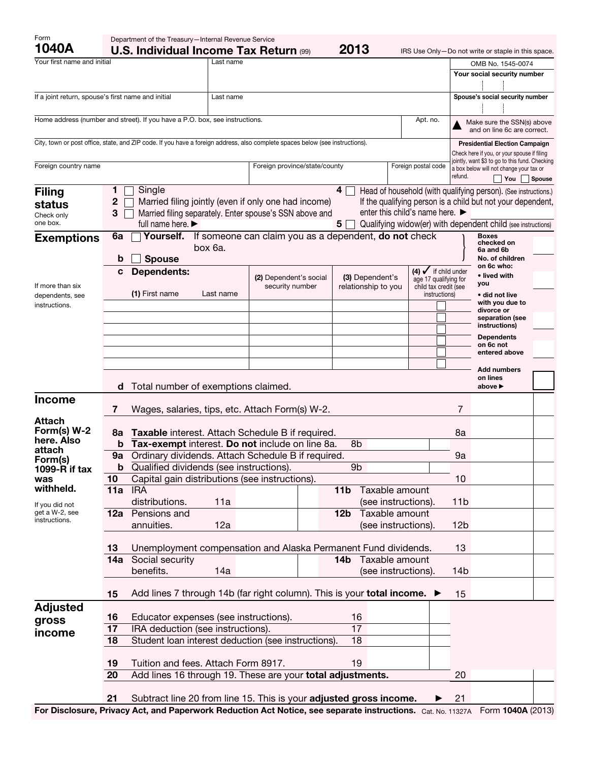Form **1040A**

Department of the Treasury—Internal Revenue Service

# U.S. Individual Income Tax Return (99) 2013

IRS Use Only—Do not write or staple in this space.

OMB No. 1545-0074

| Your first name and initial | Last name | Your social security number |
|---|---|---|
| If a joint return, spouse's first name and initial | Last name | Spouse's social security number |
| Home address (number and street). If you have a P.O. box, see instructions. | Apt. no. | ▲ Make sure the SSN(s) above and on line 6c are correct. |
| City, town or post office, state, and ZIP code. If you have a foreign address, also complete spaces below (see instructions). | | **Presidential Election Campaign** Check here if you, or your spouse if filing jointly, want $3 to go to this fund. Checking a box below will not change your tax or refund. ☐ You ☐ Spouse |
| Foreign country name | Foreign province/state/county | Foreign postal code |

## Filing status

Check only one box.

1 ☐ Single

2 ☐ Married filing jointly (even if only one had income)

3 ☐ Married filing separately. Enter spouse's SSN above and full name here. ▶

4 ☐ Head of household (with qualifying person). (See instructions.) If the qualifying person is a child but not your dependent, enter this child's name here. ▶

5 ☐ Qualifying widow(er) with dependent child (see instructions)

## Exemptions

6a ☐ **Yourself.** If someone can claim you as a dependent, **do not** check box 6a.

b ☐ **Spouse**

Boxes checked on 6a and 6b

c **Dependents:**

If more than six dependents, see instructions.

| (1) First name | Last name | (2) Dependent's social security number | (3) Dependent's relationship to you | (4) ✓ if child under age 17 qualifying for child tax credit (see instructions) |
|---|---|---|---|---|
| | | | | ☐ |
| | | | | ☐ |
| | | | | ☐ |
| | | | | ☐ |
| | | | | ☐ |
| | | | | ☐ |

No. of children on 6c who:
- **lived with you**
- **did not live with you due to divorce or separation (see instructions)**

Dependents on 6c not entered above

Add numbers on lines above ▶

d Total number of exemptions claimed.

## Income

Attach Form(s) W-2 here. Also attach Form(s) 1099-R if tax was withheld.

If you did not get a W-2, see instructions.

| Line | Description | | Line |
|---|---|---|---|
| 7 | Wages, salaries, tips, etc. Attach Form(s) W-2. | | 7 |
| 8a | **Taxable** interest. Attach Schedule B if required. | | 8a |
| b | **Tax-exempt** interest. **Do not** include on line 8a. | 8b | |
| 9a | Ordinary dividends. Attach Schedule B if required. | | 9a |
| b | Qualified dividends (see instructions). | 9b | |
| 10 | Capital gain distributions (see instructions). | | 10 |
| 11a | IRA distributions. 11a | 11b Taxable amount (see instructions). | 11b |
| 12a | Pensions and annuities. 12a | 12b Taxable amount (see instructions). | 12b |
| 13 | Unemployment compensation and Alaska Permanent Fund dividends. | | 13 |
| 14a | Social security benefits. 14a | 14b Taxable amount (see instructions). | 14b |
| 15 | Add lines 7 through 14b (far right column). This is your **total income.** ▶ | | 15 |

## Adjusted gross income

| Line | Description | | Line |
|---|---|---|---|
| 16 | Educator expenses (see instructions). | 16 | |
| 17 | IRA deduction (see instructions). | 17 | |
| 18 | Student loan interest deduction (see instructions). | 18 | |
| 19 | Tuition and fees. Attach Form 8917. | 19 | |
| 20 | Add lines 16 through 19. These are your **total adjustments.** | | 20 |
| 21 | Subtract line 20 from line 15. This is your **adjusted gross income.** ▶ | | 21 |

**For Disclosure, Privacy Act, and Paperwork Reduction Act Notice, see separate instructions.** Cat. No. 11327A Form **1040A** (2013)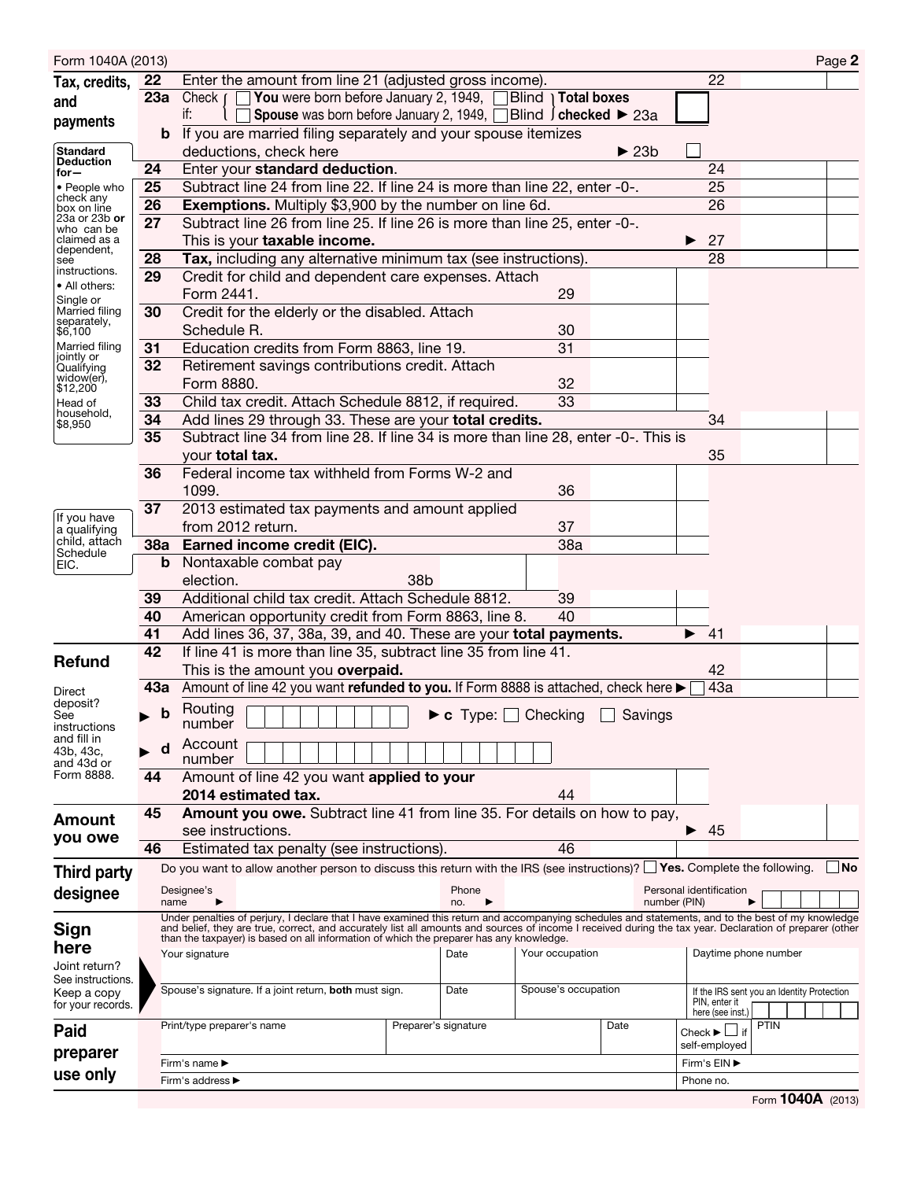Form 1040A (2013) Page 2

## Tax, credits, and payments

| Line | Description | | |
|---|---|---|---|
| 22 | Enter the amount from line 21 (adjusted gross income). | | 22 |
| 23a | Check if: { ☐ **You** were born before January 2, 1949, ☐ Blind ; ☐ **Spouse** was born before January 2, 1949, ☐ Blind } **Total boxes checked** ▶ 23a ☐ | | |
| b | If you are married filing separately and your spouse itemizes deductions, check here ▶ 23b ☐ | | |
| 24 | Enter your **standard deduction**. | | 24 |
| 25 | Subtract line 24 from line 22. If line 24 is more than line 22, enter -0-. | | 25 |
| 26 | **Exemptions.** Multiply $3,900 by the number on line 6d. | | 26 |
| 27 | Subtract line 26 from line 25. If line 26 is more than line 25, enter -0-. This is your **taxable income.** | | ▶ 27 |
| 28 | **Tax,** including any alternative minimum tax (see instructions). | | 28 |
| 29 | Credit for child and dependent care expenses. Attach Form 2441. | 29 | |
| 30 | Credit for the elderly or the disabled. Attach Schedule R. | 30 | |
| 31 | Education credits from Form 8863, line 19. | 31 | |
| 32 | Retirement savings contributions credit. Attach Form 8880. | 32 | |
| 33 | Child tax credit. Attach Schedule 8812, if required. | 33 | |
| 34 | Add lines 29 through 33. These are your **total credits.** | | 34 |
| 35 | Subtract line 34 from line 28. If line 34 is more than line 28, enter -0-. This is your **total tax.** | | 35 |
| 36 | Federal income tax withheld from Forms W-2 and 1099. | 36 | |
| 37 | 2013 estimated tax payments and amount applied from 2012 return. | 37 | |
| 38a | **Earned income credit (EIC).** | 38a | |
| b | Nontaxable combat pay election. 38b | | |
| 39 | Additional child tax credit. Attach Schedule 8812. | 39 | |
| 40 | American opportunity credit from Form 8863, line 8. | 40 | |
| 41 | Add lines 36, 37, 38a, 39, and 40. These are your **total payments.** | | ▶ 41 |

**Standard Deduction for—**
- People who check any box on line 23a or 23b **or** who can be claimed as a dependent, see instructions.
- All others:

Single or Married filing separately, $6,100

Married filing jointly or Qualifying widow(er), $12,200

Head of household, $8,950

If you have a qualifying child, attach Schedule EIC.

## Refund

| Line | Description | | |
|---|---|---|---|
| 42 | If line 41 is more than line 35, subtract line 35 from line 41. This is the amount you **overpaid.** | | 42 |
| 43a | Amount of line 42 you want **refunded to you.** If Form 8888 is attached, check here ▶ ☐ | | 43a |
| ▶ b | Routing number | ▶ c Type: ☐ Checking ☐ Savings | |
| ▶ d | Account number | | |
| 44 | Amount of line 42 you want **applied to your 2014 estimated tax.** | 44 | |

Direct deposit? See instructions and fill in 43b, 43c, and 43d or Form 8888.

## Amount you owe

| Line | Description | | |
|---|---|---|---|
| 45 | **Amount you owe.** Subtract line 41 from line 35. For details on how to pay, see instructions. | | ▶ 45 |
| 46 | Estimated tax penalty (see instructions). | 46 | |

## Third party designee

Do you want to allow another person to discuss this return with the IRS (see instructions)? ☐ **Yes.** Complete the following. ☐ **No**

Designee's name ▶ Phone no. ▶ Personal identification number (PIN) ▶

## Sign here

Joint return? See instructions. Keep a copy for your records.

Under penalties of perjury, I declare that I have examined this return and accompanying schedules and statements, and to the best of my knowledge and belief, they are true, correct, and accurately list all amounts and sources of income I received during the tax year. Declaration of preparer (other than the taxpayer) is based on all information of which the preparer has any knowledge.

| Your signature | Date | Your occupation | Daytime phone number |
|---|---|---|---|
| Spouse's signature. If a joint return, **both** must sign. | Date | Spouse's occupation | If the IRS sent you an Identity Protection PIN, enter it here (see inst.) |

## Paid preparer use only

| Print/type preparer's name | Preparer's signature | Date | Check ▶ ☐ if self-employed | PTIN |
|---|---|---|---|---|
| Firm's name ▶ | | | Firm's EIN ▶ | |
| Firm's address ▶ | | | Phone no. | |

Form **1040A** (2013)